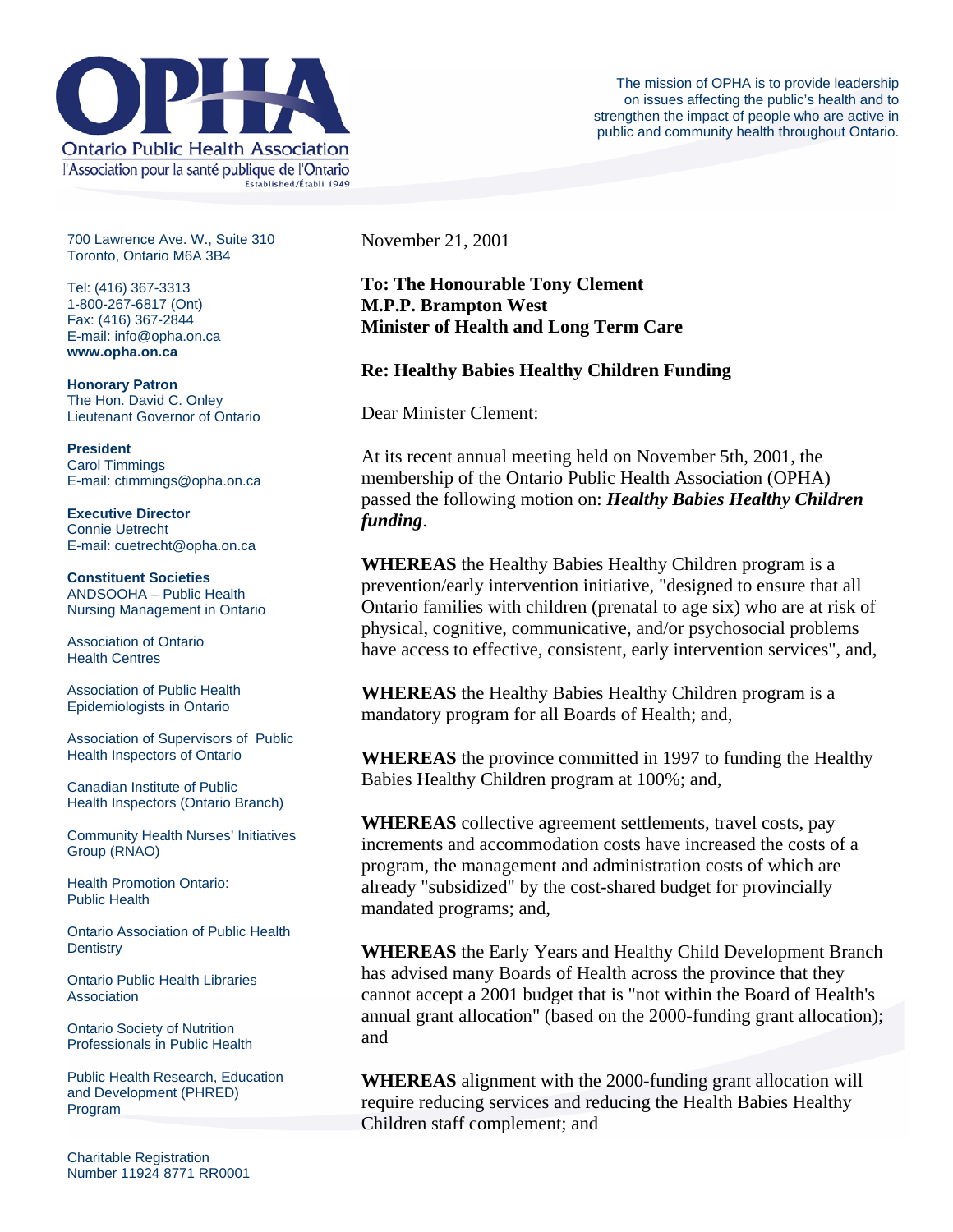**Ontario Public Health Association**
l'Association pour la santé publique de l'Ontario
Established/Établi 1949

The mission of OPHA is to provide leadership on issues affecting the public's health and to strengthen the impact of people who are active in public and community health throughout Ontario.

700 Lawrence Ave. W., Suite 310
Toronto, Ontario M6A 3B4

Tel: (416) 367-3313
1-800-267-6817 (Ont)
Fax: (416) 367-2844
E-mail: info@opha.on.ca
**www.opha.on.ca**

**Honorary Patron**
The Hon. David C. Onley
Lieutenant Governor of Ontario

**President**
Carol Timmings
E-mail: ctimmings@opha.on.ca

**Executive Director**
Connie Uetrecht
E-mail: cuetrecht@opha.on.ca

**Constituent Societies**
ANDSOOHA – Public Health Nursing Management in Ontario

Association of Ontario Health Centres

Association of Public Health Epidemiologists in Ontario

Association of Supervisors of Public Health Inspectors of Ontario

Canadian Institute of Public Health Inspectors (Ontario Branch)

Community Health Nurses' Initiatives Group (RNAO)

Health Promotion Ontario: Public Health

Ontario Association of Public Health Dentistry

Ontario Public Health Libraries Association

Ontario Society of Nutrition Professionals in Public Health

Public Health Research, Education and Development (PHRED) Program

Charitable Registration Number 11924 8771 RR0001

November 21, 2001

**To: The Honourable Tony Clement**
**M.P.P. Brampton West**
**Minister of Health and Long Term Care**

**Re: Healthy Babies Healthy Children Funding**

Dear Minister Clement:

At its recent annual meeting held on November 5th, 2001, the membership of the Ontario Public Health Association (OPHA) passed the following motion on: ***Healthy Babies Healthy Children funding***.

**WHEREAS** the Healthy Babies Healthy Children program is a prevention/early intervention initiative, "designed to ensure that all Ontario families with children (prenatal to age six) who are at risk of physical, cognitive, communicative, and/or psychosocial problems have access to effective, consistent, early intervention services", and,

**WHEREAS** the Healthy Babies Healthy Children program is a mandatory program for all Boards of Health; and,

**WHEREAS** the province committed in 1997 to funding the Healthy Babies Healthy Children program at 100%; and,

**WHEREAS** collective agreement settlements, travel costs, pay increments and accommodation costs have increased the costs of a program, the management and administration costs of which are already "subsidized" by the cost-shared budget for provincially mandated programs; and,

**WHEREAS** the Early Years and Healthy Child Development Branch has advised many Boards of Health across the province that they cannot accept a 2001 budget that is "not within the Board of Health's annual grant allocation" (based on the 2000-funding grant allocation); and

**WHEREAS** alignment with the 2000-funding grant allocation will require reducing services and reducing the Health Babies Healthy Children staff complement; and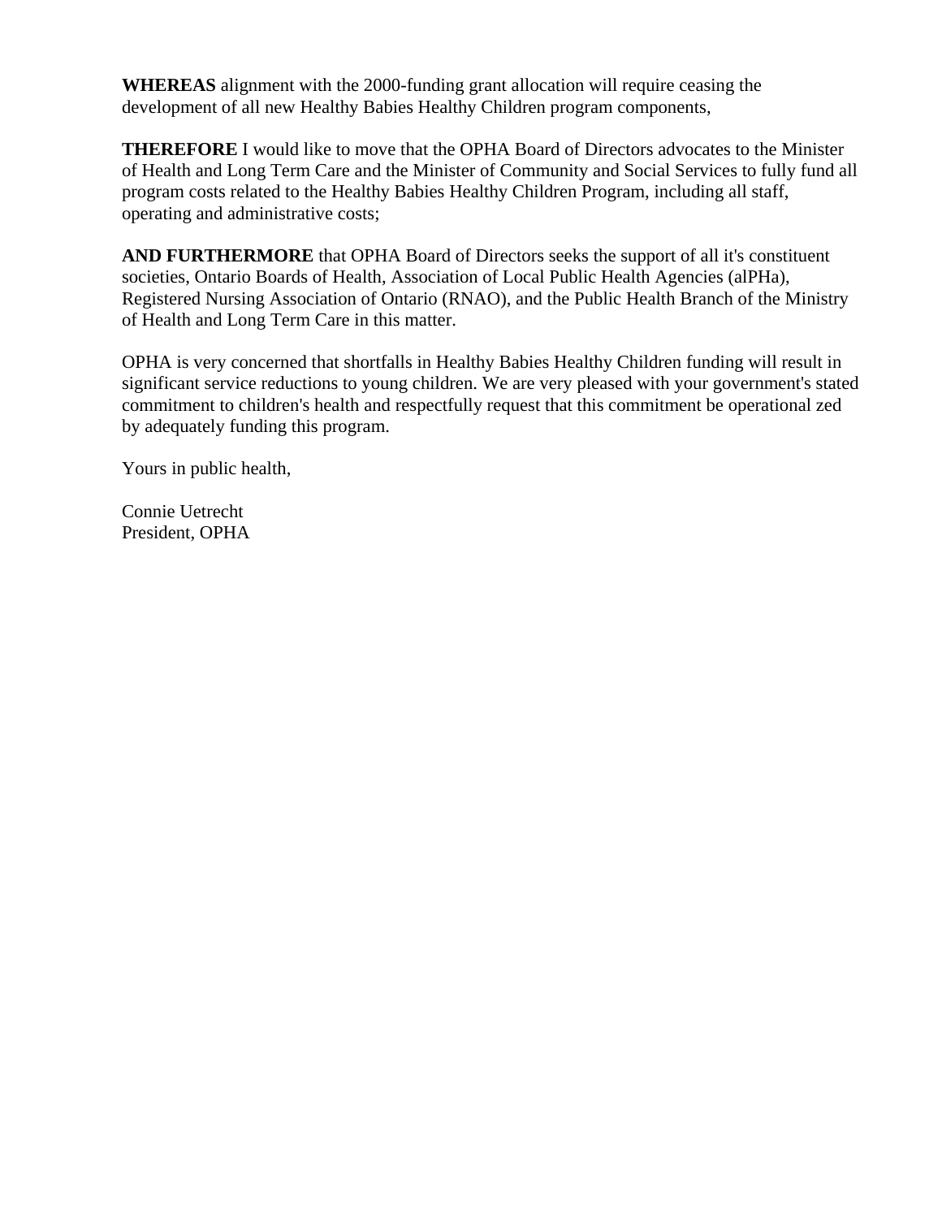**WHEREAS** alignment with the 2000-funding grant allocation will require ceasing the development of all new Healthy Babies Healthy Children program components,

**THEREFORE** I would like to move that the OPHA Board of Directors advocates to the Minister of Health and Long Term Care and the Minister of Community and Social Services to fully fund all program costs related to the Healthy Babies Healthy Children Program, including all staff, operating and administrative costs;

**AND FURTHERMORE** that OPHA Board of Directors seeks the support of all it's constituent societies, Ontario Boards of Health, Association of Local Public Health Agencies (alPHa), Registered Nursing Association of Ontario (RNAO), and the Public Health Branch of the Ministry of Health and Long Term Care in this matter.

OPHA is very concerned that shortfalls in Healthy Babies Healthy Children funding will result in significant service reductions to young children. We are very pleased with your government's stated commitment to children's health and respectfully request that this commitment be operational zed by adequately funding this program.

Yours in public health,

Connie Uetrecht
President, OPHA